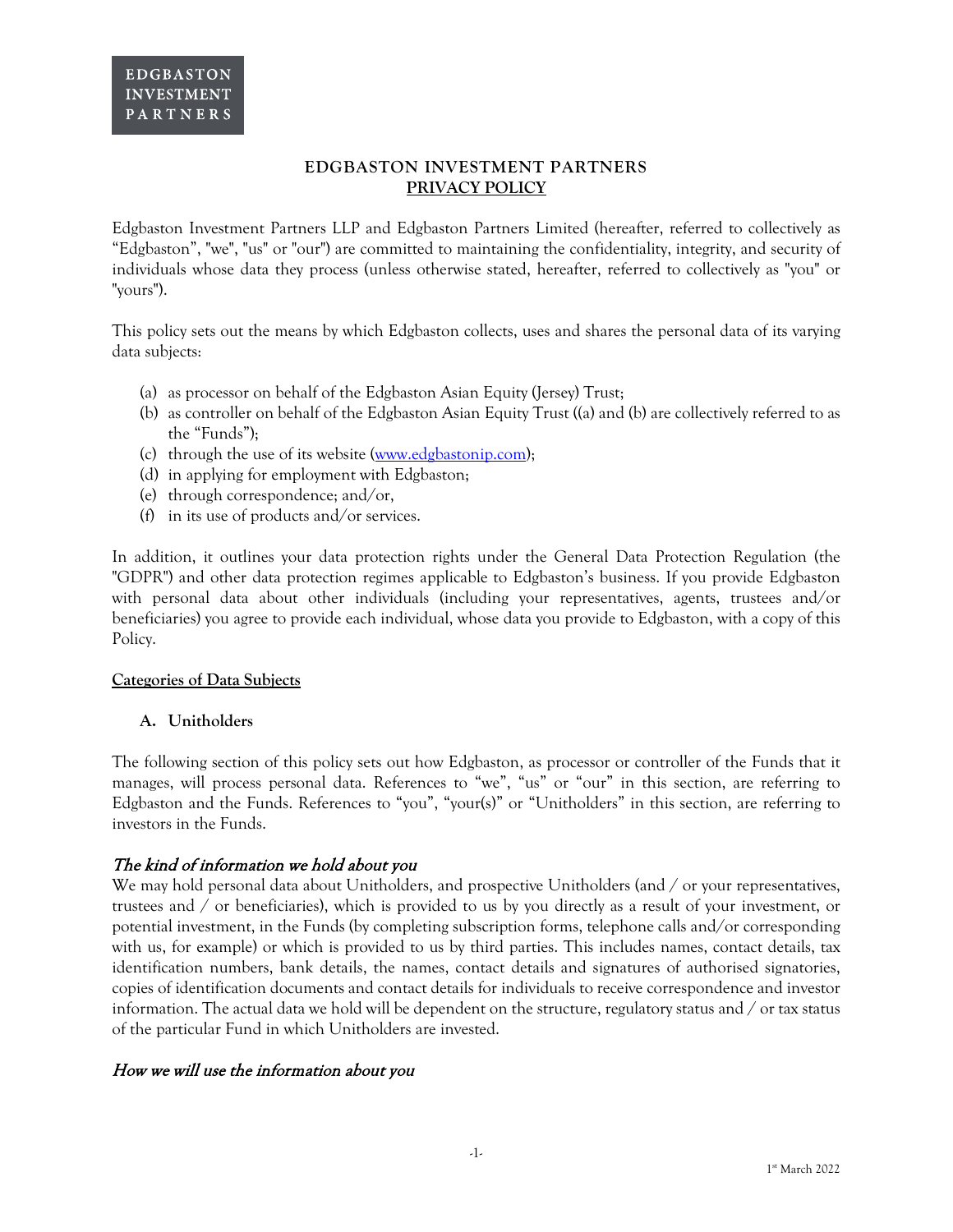EDGBASTON
INVESTMENT
PARTNERS

# EDGBASTON INVESTMENT PARTNERS
## PRIVACY POLICY

Edgbaston Investment Partners LLP and Edgbaston Partners Limited (hereafter, referred to collectively as "Edgbaston", "we", "us" or "our") are committed to maintaining the confidentiality, integrity, and security of individuals whose data they process (unless otherwise stated, hereafter, referred to collectively as "you" or "yours").

This policy sets out the means by which Edgbaston collects, uses and shares the personal data of its varying data subjects:

(a) as processor on behalf of the Edgbaston Asian Equity (Jersey) Trust;
(b) as controller on behalf of the Edgbaston Asian Equity Trust ((a) and (b) are collectively referred to as the "Funds");
(c) through the use of its website (www.edgbastonip.com);
(d) in applying for employment with Edgbaston;
(e) through correspondence; and/or,
(f) in its use of products and/or services.

In addition, it outlines your data protection rights under the General Data Protection Regulation (the "GDPR") and other data protection regimes applicable to Edgbaston's business. If you provide Edgbaston with personal data about other individuals (including your representatives, agents, trustees and/or beneficiaries) you agree to provide each individual, whose data you provide to Edgbaston, with a copy of this Policy.

**Categories of Data Subjects**

### A. Unitholders

The following section of this policy sets out how Edgbaston, as processor or controller of the Funds that it manages, will process personal data. References to "we", "us" or "our" in this section, are referring to Edgbaston and the Funds. References to "you", "your(s)" or "Unitholders" in this section, are referring to investors in the Funds.

*The kind of information we hold about you*

We may hold personal data about Unitholders, and prospective Unitholders (and / or your representatives, trustees and / or beneficiaries), which is provided to us by you directly as a result of your investment, or potential investment, in the Funds (by completing subscription forms, telephone calls and/or corresponding with us, for example) or which is provided to us by third parties. This includes names, contact details, tax identification numbers, bank details, the names, contact details and signatures of authorised signatories, copies of identification documents and contact details for individuals to receive correspondence and investor information. The actual data we hold will be dependent on the structure, regulatory status and / or tax status of the particular Fund in which Unitholders are invested.

*How we will use the information about you*

1st March 2022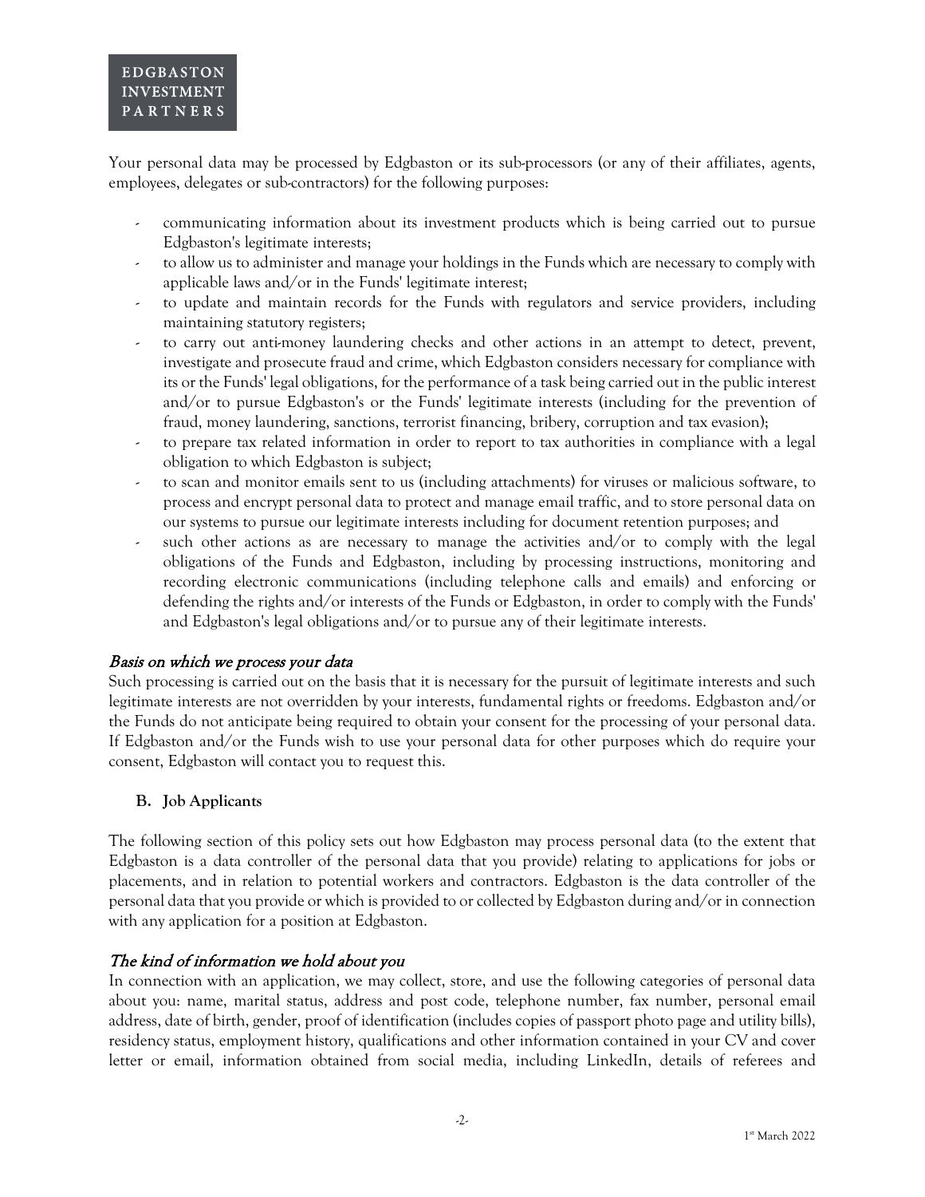Your personal data may be processed by Edgbaston or its sub-processors (or any of their affiliates, agents, employees, delegates or sub-contractors) for the following purposes:

- communicating information about its investment products which is being carried out to pursue Edgbaston's legitimate interests;
- to allow us to administer and manage your holdings in the Funds which are necessary to comply with applicable laws and/or in the Funds' legitimate interest;
- to update and maintain records for the Funds with regulators and service providers, including maintaining statutory registers;
- to carry out anti-money laundering checks and other actions in an attempt to detect, prevent, investigate and prosecute fraud and crime, which Edgbaston considers necessary for compliance with its or the Funds' legal obligations, for the performance of a task being carried out in the public interest and/or to pursue Edgbaston's or the Funds' legitimate interests (including for the prevention of fraud, money laundering, sanctions, terrorist financing, bribery, corruption and tax evasion);
- to prepare tax related information in order to report to tax authorities in compliance with a legal obligation to which Edgbaston is subject;
- to scan and monitor emails sent to us (including attachments) for viruses or malicious software, to process and encrypt personal data to protect and manage email traffic, and to store personal data on our systems to pursue our legitimate interests including for document retention purposes; and
- such other actions as are necessary to manage the activities and/or to comply with the legal obligations of the Funds and Edgbaston, including by processing instructions, monitoring and recording electronic communications (including telephone calls and emails) and enforcing or defending the rights and/or interests of the Funds or Edgbaston, in order to comply with the Funds' and Edgbaston's legal obligations and/or to pursue any of their legitimate interests.

*Basis on which we process your data*

Such processing is carried out on the basis that it is necessary for the pursuit of legitimate interests and such legitimate interests are not overridden by your interests, fundamental rights or freedoms. Edgbaston and/or the Funds do not anticipate being required to obtain your consent for the processing of your personal data. If Edgbaston and/or the Funds wish to use your personal data for other purposes which do require your consent, Edgbaston will contact you to request this.

**B. Job Applicants**

The following section of this policy sets out how Edgbaston may process personal data (to the extent that Edgbaston is a data controller of the personal data that you provide) relating to applications for jobs or placements, and in relation to potential workers and contractors. Edgbaston is the data controller of the personal data that you provide or which is provided to or collected by Edgbaston during and/or in connection with any application for a position at Edgbaston.

*The kind of information we hold about you*

In connection with an application, we may collect, store, and use the following categories of personal data about you: name, marital status, address and post code, telephone number, fax number, personal email address, date of birth, gender, proof of identification (includes copies of passport photo page and utility bills), residency status, employment history, qualifications and other information contained in your CV and cover letter or email, information obtained from social media, including LinkedIn, details of referees and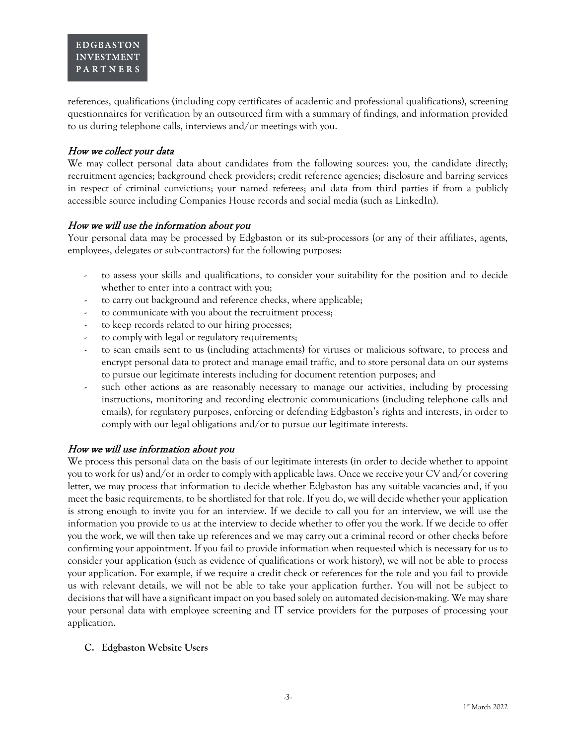references, qualifications (including copy certificates of academic and professional qualifications), screening questionnaires for verification by an outsourced firm with a summary of findings, and information provided to us during telephone calls, interviews and/or meetings with you.

*How we collect your data*

We may collect personal data about candidates from the following sources: you, the candidate directly; recruitment agencies; background check providers; credit reference agencies; disclosure and barring services in respect of criminal convictions; your named referees; and data from third parties if from a publicly accessible source including Companies House records and social media (such as LinkedIn).

*How we will use the information about you*

Your personal data may be processed by Edgbaston or its sub-processors (or any of their affiliates, agents, employees, delegates or sub-contractors) for the following purposes:

- to assess your skills and qualifications, to consider your suitability for the position and to decide whether to enter into a contract with you;
- to carry out background and reference checks, where applicable;
- to communicate with you about the recruitment process;
- to keep records related to our hiring processes;
- to comply with legal or regulatory requirements;
- to scan emails sent to us (including attachments) for viruses or malicious software, to process and encrypt personal data to protect and manage email traffic, and to store personal data on our systems to pursue our legitimate interests including for document retention purposes; and
- such other actions as are reasonably necessary to manage our activities, including by processing instructions, monitoring and recording electronic communications (including telephone calls and emails), for regulatory purposes, enforcing or defending Edgbaston's rights and interests, in order to comply with our legal obligations and/or to pursue our legitimate interests.

*How we will use information about you*

We process this personal data on the basis of our legitimate interests (in order to decide whether to appoint you to work for us) and/or in order to comply with applicable laws. Once we receive your CV and/or covering letter, we may process that information to decide whether Edgbaston has any suitable vacancies and, if you meet the basic requirements, to be shortlisted for that role. If you do, we will decide whether your application is strong enough to invite you for an interview. If we decide to call you for an interview, we will use the information you provide to us at the interview to decide whether to offer you the work. If we decide to offer you the work, we will then take up references and we may carry out a criminal record or other checks before confirming your appointment. If you fail to provide information when requested which is necessary for us to consider your application (such as evidence of qualifications or work history), we will not be able to process your application. For example, if we require a credit check or references for the role and you fail to provide us with relevant details, we will not be able to take your application further. You will not be subject to decisions that will have a significant impact on you based solely on automated decision-making. We may share your personal data with employee screening and IT service providers for the purposes of processing your application.

**C. Edgbaston Website Users**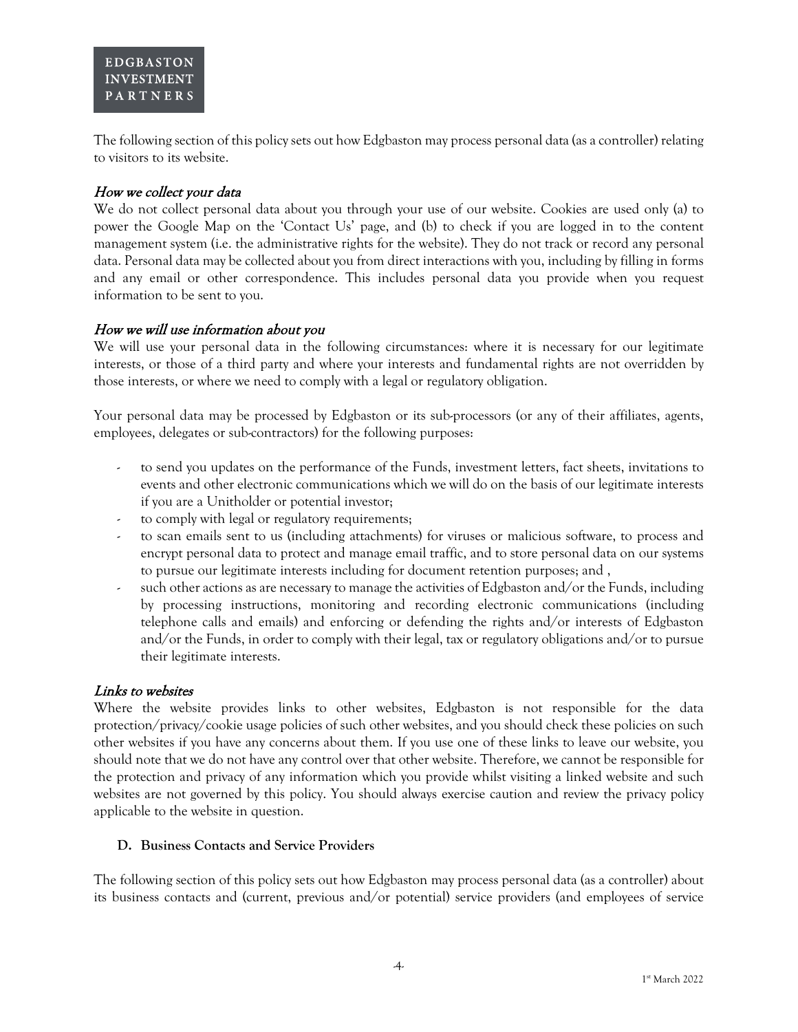The following section of this policy sets out how Edgbaston may process personal data (as a controller) relating to visitors to its website.

*How we collect your data*

We do not collect personal data about you through your use of our website. Cookies are used only (a) to power the Google Map on the 'Contact Us' page, and (b) to check if you are logged in to the content management system (i.e. the administrative rights for the website). They do not track or record any personal data. Personal data may be collected about you from direct interactions with you, including by filling in forms and any email or other correspondence. This includes personal data you provide when you request information to be sent to you.

*How we will use information about you*

We will use your personal data in the following circumstances: where it is necessary for our legitimate interests, or those of a third party and where your interests and fundamental rights are not overridden by those interests, or where we need to comply with a legal or regulatory obligation.

Your personal data may be processed by Edgbaston or its sub-processors (or any of their affiliates, agents, employees, delegates or sub-contractors) for the following purposes:

- to send you updates on the performance of the Funds, investment letters, fact sheets, invitations to events and other electronic communications which we will do on the basis of our legitimate interests if you are a Unitholder or potential investor;
- to comply with legal or regulatory requirements;
- to scan emails sent to us (including attachments) for viruses or malicious software, to process and encrypt personal data to protect and manage email traffic, and to store personal data on our systems to pursue our legitimate interests including for document retention purposes; and ,
- such other actions as are necessary to manage the activities of Edgbaston and/or the Funds, including by processing instructions, monitoring and recording electronic communications (including telephone calls and emails) and enforcing or defending the rights and/or interests of Edgbaston and/or the Funds, in order to comply with their legal, tax or regulatory obligations and/or to pursue their legitimate interests.

*Links to websites*

Where the website provides links to other websites, Edgbaston is not responsible for the data protection/privacy/cookie usage policies of such other websites, and you should check these policies on such other websites if you have any concerns about them. If you use one of these links to leave our website, you should note that we do not have any control over that other website. Therefore, we cannot be responsible for the protection and privacy of any information which you provide whilst visiting a linked website and such websites are not governed by this policy. You should always exercise caution and review the privacy policy applicable to the website in question.

**D. Business Contacts and Service Providers**

The following section of this policy sets out how Edgbaston may process personal data (as a controller) about its business contacts and (current, previous and/or potential) service providers (and employees of service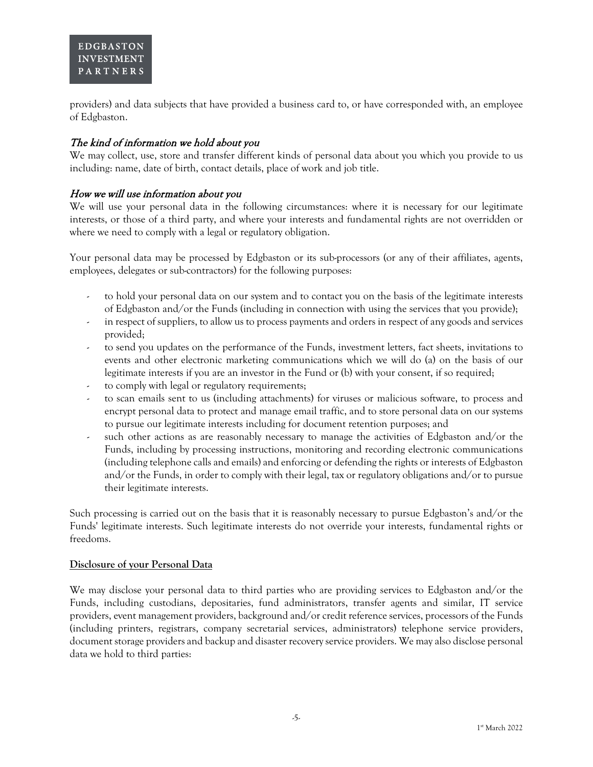providers) and data subjects that have provided a business card to, or have corresponded with, an employee of Edgbaston.

### *The kind of information we hold about you*

We may collect, use, store and transfer different kinds of personal data about you which you provide to us including: name, date of birth, contact details, place of work and job title.

### *How we will use information about you*

We will use your personal data in the following circumstances: where it is necessary for our legitimate interests, or those of a third party, and where your interests and fundamental rights are not overridden or where we need to comply with a legal or regulatory obligation.

Your personal data may be processed by Edgbaston or its sub-processors (or any of their affiliates, agents, employees, delegates or sub-contractors) for the following purposes:

- to hold your personal data on our system and to contact you on the basis of the legitimate interests of Edgbaston and/or the Funds (including in connection with using the services that you provide);
- in respect of suppliers, to allow us to process payments and orders in respect of any goods and services provided;
- to send you updates on the performance of the Funds, investment letters, fact sheets, invitations to events and other electronic marketing communications which we will do (a) on the basis of our legitimate interests if you are an investor in the Fund or (b) with your consent, if so required;
- to comply with legal or regulatory requirements;
- to scan emails sent to us (including attachments) for viruses or malicious software, to process and encrypt personal data to protect and manage email traffic, and to store personal data on our systems to pursue our legitimate interests including for document retention purposes; and
- such other actions as are reasonably necessary to manage the activities of Edgbaston and/or the Funds, including by processing instructions, monitoring and recording electronic communications (including telephone calls and emails) and enforcing or defending the rights or interests of Edgbaston and/or the Funds, in order to comply with their legal, tax or regulatory obligations and/or to pursue their legitimate interests.

Such processing is carried out on the basis that it is reasonably necessary to pursue Edgbaston's and/or the Funds' legitimate interests. Such legitimate interests do not override your interests, fundamental rights or freedoms.

## **Disclosure of your Personal Data**

We may disclose your personal data to third parties who are providing services to Edgbaston and/or the Funds, including custodians, depositaries, fund administrators, transfer agents and similar, IT service providers, event management providers, background and/or credit reference services, processors of the Funds (including printers, registrars, company secretarial services, administrators) telephone service providers, document storage providers and backup and disaster recovery service providers. We may also disclose personal data we hold to third parties: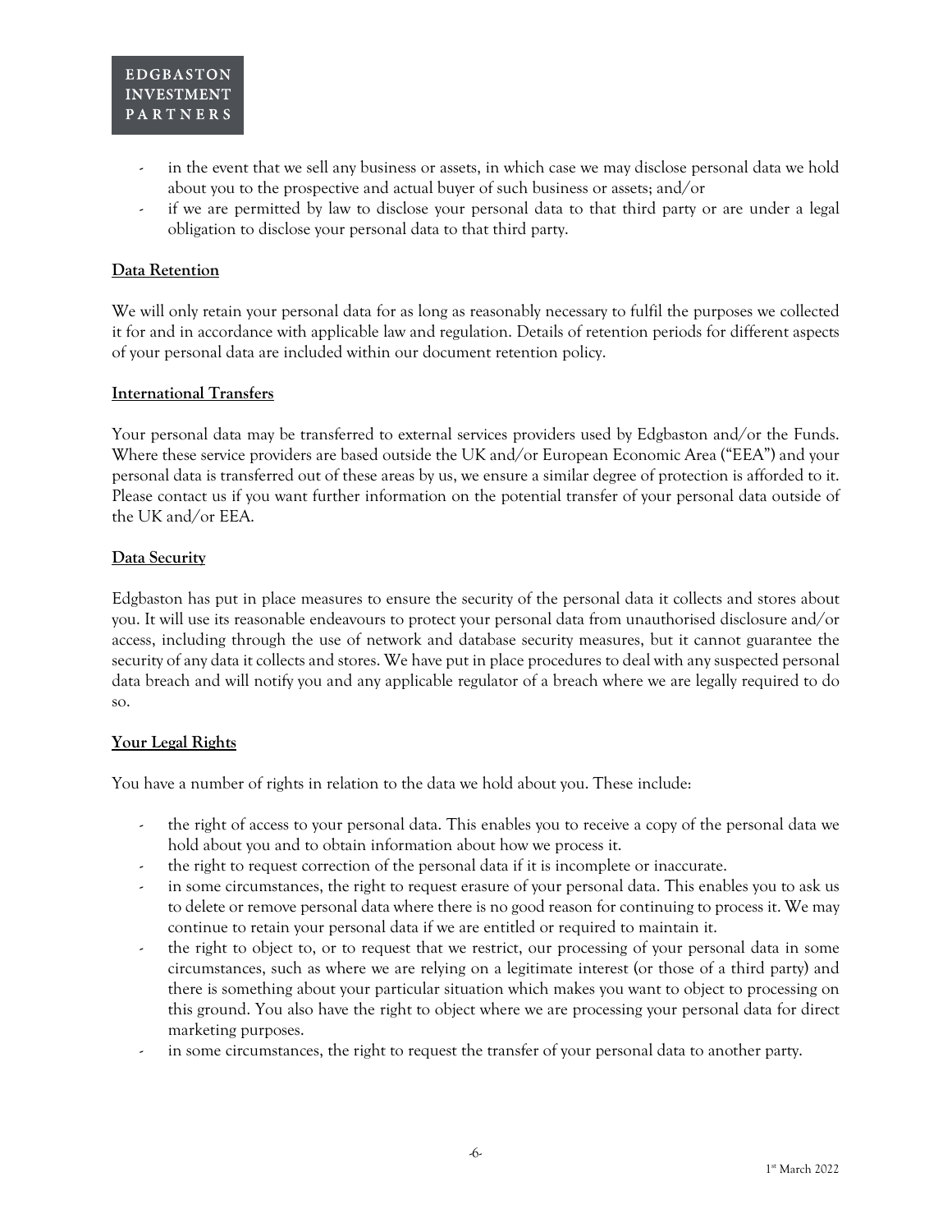- in the event that we sell any business or assets, in which case we may disclose personal data we hold about you to the prospective and actual buyer of such business or assets; and/or
- if we are permitted by law to disclose your personal data to that third party or are under a legal obligation to disclose your personal data to that third party.

**Data Retention**

We will only retain your personal data for as long as reasonably necessary to fulfil the purposes we collected it for and in accordance with applicable law and regulation. Details of retention periods for different aspects of your personal data are included within our document retention policy.

**International Transfers**

Your personal data may be transferred to external services providers used by Edgbaston and/or the Funds. Where these service providers are based outside the UK and/or European Economic Area ("EEA") and your personal data is transferred out of these areas by us, we ensure a similar degree of protection is afforded to it. Please contact us if you want further information on the potential transfer of your personal data outside of the UK and/or EEA.

**Data Security**

Edgbaston has put in place measures to ensure the security of the personal data it collects and stores about you. It will use its reasonable endeavours to protect your personal data from unauthorised disclosure and/or access, including through the use of network and database security measures, but it cannot guarantee the security of any data it collects and stores. We have put in place procedures to deal with any suspected personal data breach and will notify you and any applicable regulator of a breach where we are legally required to do so.

**Your Legal Rights**

You have a number of rights in relation to the data we hold about you. These include:

- the right of access to your personal data. This enables you to receive a copy of the personal data we hold about you and to obtain information about how we process it.
- the right to request correction of the personal data if it is incomplete or inaccurate.
- in some circumstances, the right to request erasure of your personal data. This enables you to ask us to delete or remove personal data where there is no good reason for continuing to process it. We may continue to retain your personal data if we are entitled or required to maintain it.
- the right to object to, or to request that we restrict, our processing of your personal data in some circumstances, such as where we are relying on a legitimate interest (or those of a third party) and there is something about your particular situation which makes you want to object to processing on this ground. You also have the right to object where we are processing your personal data for direct marketing purposes.
- in some circumstances, the right to request the transfer of your personal data to another party.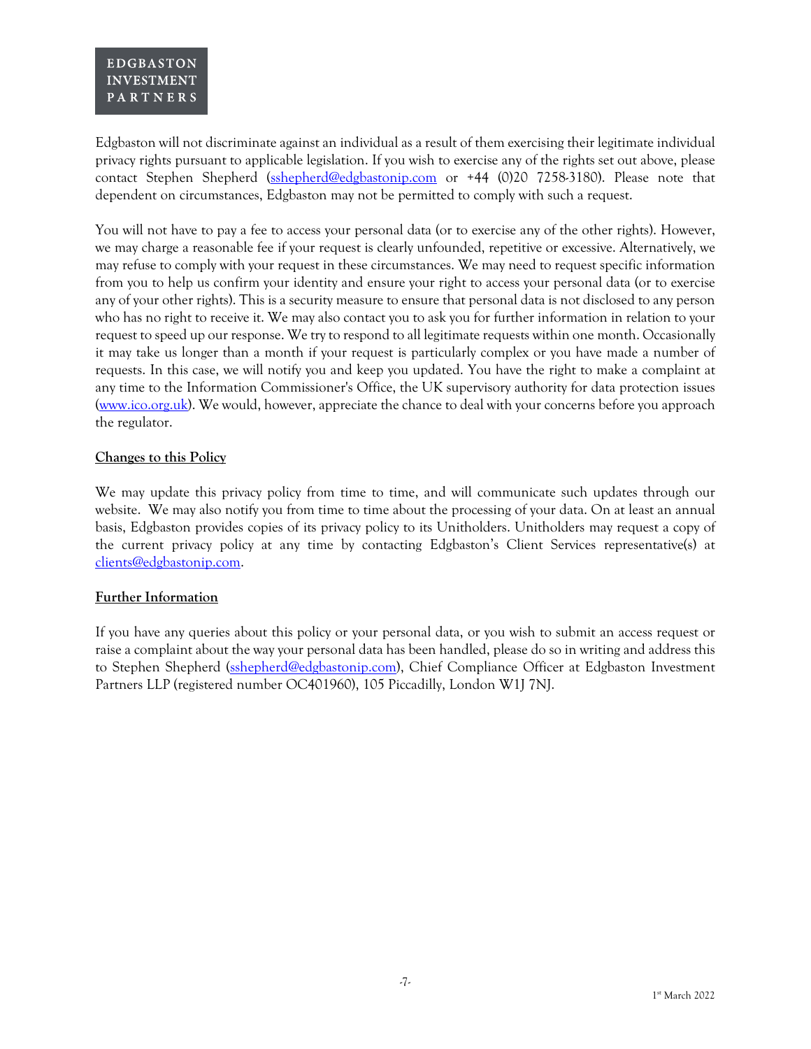Edgbaston will not discriminate against an individual as a result of them exercising their legitimate individual privacy rights pursuant to applicable legislation. If you wish to exercise any of the rights set out above, please contact Stephen Shepherd (sshepherd@edgbastonip.com or +44 (0)20 7258-3180). Please note that dependent on circumstances, Edgbaston may not be permitted to comply with such a request.

You will not have to pay a fee to access your personal data (or to exercise any of the other rights). However, we may charge a reasonable fee if your request is clearly unfounded, repetitive or excessive. Alternatively, we may refuse to comply with your request in these circumstances. We may need to request specific information from you to help us confirm your identity and ensure your right to access your personal data (or to exercise any of your other rights). This is a security measure to ensure that personal data is not disclosed to any person who has no right to receive it. We may also contact you to ask you for further information in relation to your request to speed up our response. We try to respond to all legitimate requests within one month. Occasionally it may take us longer than a month if your request is particularly complex or you have made a number of requests. In this case, we will notify you and keep you updated. You have the right to make a complaint at any time to the Information Commissioner's Office, the UK supervisory authority for data protection issues (www.ico.org.uk). We would, however, appreciate the chance to deal with your concerns before you approach the regulator.

## Changes to this Policy

We may update this privacy policy from time to time, and will communicate such updates through our website. We may also notify you from time to time about the processing of your data. On at least an annual basis, Edgbaston provides copies of its privacy policy to its Unitholders. Unitholders may request a copy of the current privacy policy at any time by contacting Edgbaston's Client Services representative(s) at clients@edgbastonip.com.

## Further Information

If you have any queries about this policy or your personal data, or you wish to submit an access request or raise a complaint about the way your personal data has been handled, please do so in writing and address this to Stephen Shepherd (sshepherd@edgbastonip.com), Chief Compliance Officer at Edgbaston Investment Partners LLP (registered number OC401960), 105 Piccadilly, London W1J 7NJ.